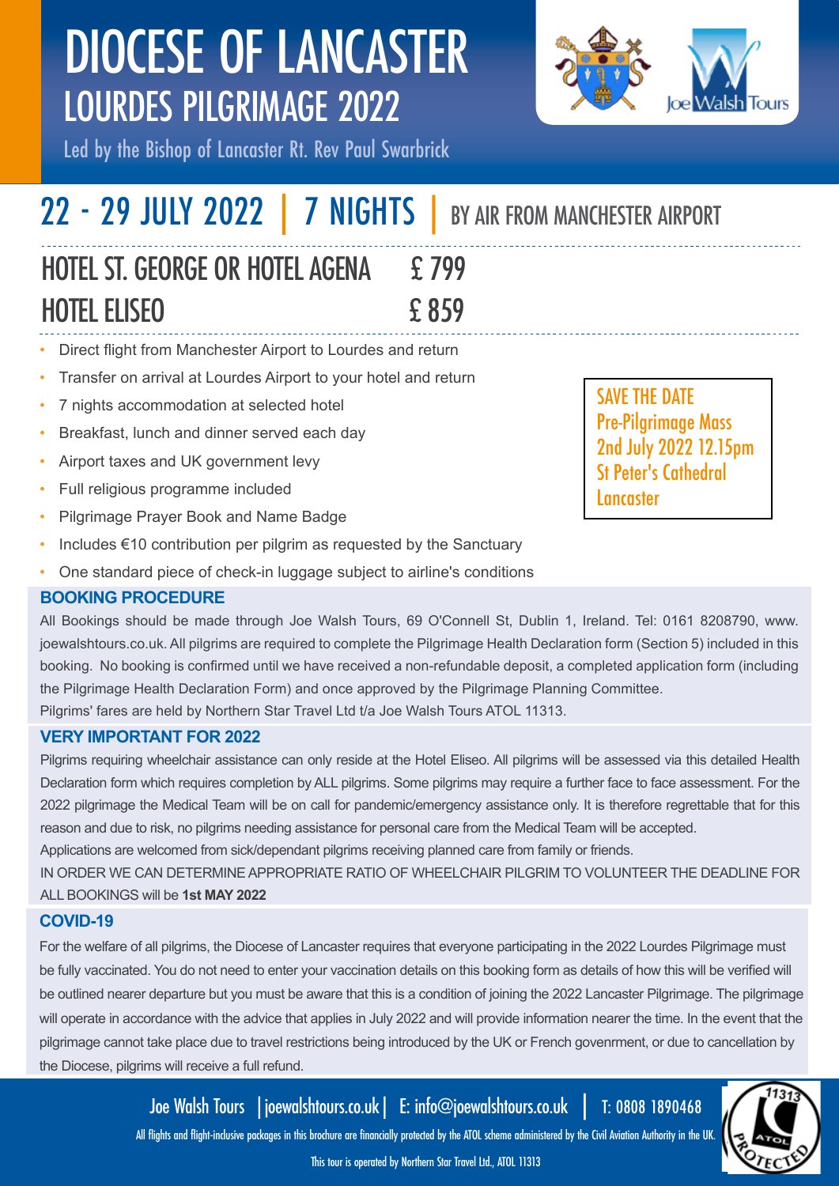# DIOCESE OF LANCASTER
## LOURDES PILGRIMAGE 2022

Led by the Bishop of Lancaster Rt. Rev Paul Swarbrick

## 22 - 29 JULY 2022 | 7 NIGHTS | BY AIR FROM MANCHESTER AIRPORT

| | |
|---|---|
| HOTEL ST. GEORGE OR HOTEL AGENA | £ 799 |
| HOTEL ELISEO | £ 859 |

- Direct flight from Manchester Airport to Lourdes and return
- Transfer on arrival at Lourdes Airport to your hotel and return
- 7 nights accommodation at selected hotel
- Breakfast, lunch and dinner served each day
- Airport taxes and UK government levy
- Full religious programme included
- Pilgrimage Prayer Book and Name Badge
- Includes €10 contribution per pilgrim as requested by the Sanctuary
- One standard piece of check-in luggage subject to airline's conditions

SAVE THE DATE
Pre-Pilgrimage Mass
2nd July 2022 12.15pm
St Peter's Cathedral
Lancaster

### BOOKING PROCEDURE

All Bookings should be made through Joe Walsh Tours, 69 O'Connell St, Dublin 1, Ireland. Tel: 0161 8208790, www.joewalshtours.co.uk. All pilgrims are required to complete the Pilgrimage Health Declaration form (Section 5) included in this booking. No booking is confirmed until we have received a non-refundable deposit, a completed application form (including the Pilgrimage Health Declaration Form) and once approved by the Pilgrimage Planning Committee.
Pilgrims' fares are held by Northern Star Travel Ltd t/a Joe Walsh Tours ATOL 11313.

### VERY IMPORTANT FOR 2022

Pilgrims requiring wheelchair assistance can only reside at the Hotel Eliseo. All pilgrims will be assessed via this detailed Health Declaration form which requires completion by ALL pilgrims. Some pilgrims may require a further face to face assessment. For the 2022 pilgrimage the Medical Team will be on call for pandemic/emergency assistance only. It is therefore regrettable that for this reason and due to risk, no pilgrims needing assistance for personal care from the Medical Team will be accepted.
Applications are welcomed from sick/dependant pilgrims receiving planned care from family or friends.
IN ORDER WE CAN DETERMINE APPROPRIATE RATIO OF WHEELCHAIR PILGRIM TO VOLUNTEER THE DEADLINE FOR ALL BOOKINGS will be **1st MAY 2022**

### COVID-19

For the welfare of all pilgrims, the Diocese of Lancaster requires that everyone participating in the 2022 Lourdes Pilgrimage must be fully vaccinated. You do not need to enter your vaccination details on this booking form as details of how this will be verified will be outlined nearer departure but you must be aware that this is a condition of joining the 2022 Lancaster Pilgrimage. The pilgrimage will operate in accordance with the advice that applies in July 2022 and will provide information nearer the time. In the event that the pilgrimage cannot take place due to travel restrictions being introduced by the UK or French govenrment, or due to cancellation by the Diocese, pilgrims will receive a full refund.

Joe Walsh Tours | joewalshtours.co.uk | E: info@joewalshtours.co.uk | T: 0808 1890468

All flights and flight-inclusive packages in this brochure are financially protected by the ATOL scheme administered by the Civil Aviation Authority in the UK.

This tour is operated by Northern Star Travel Ltd., ATOL 11313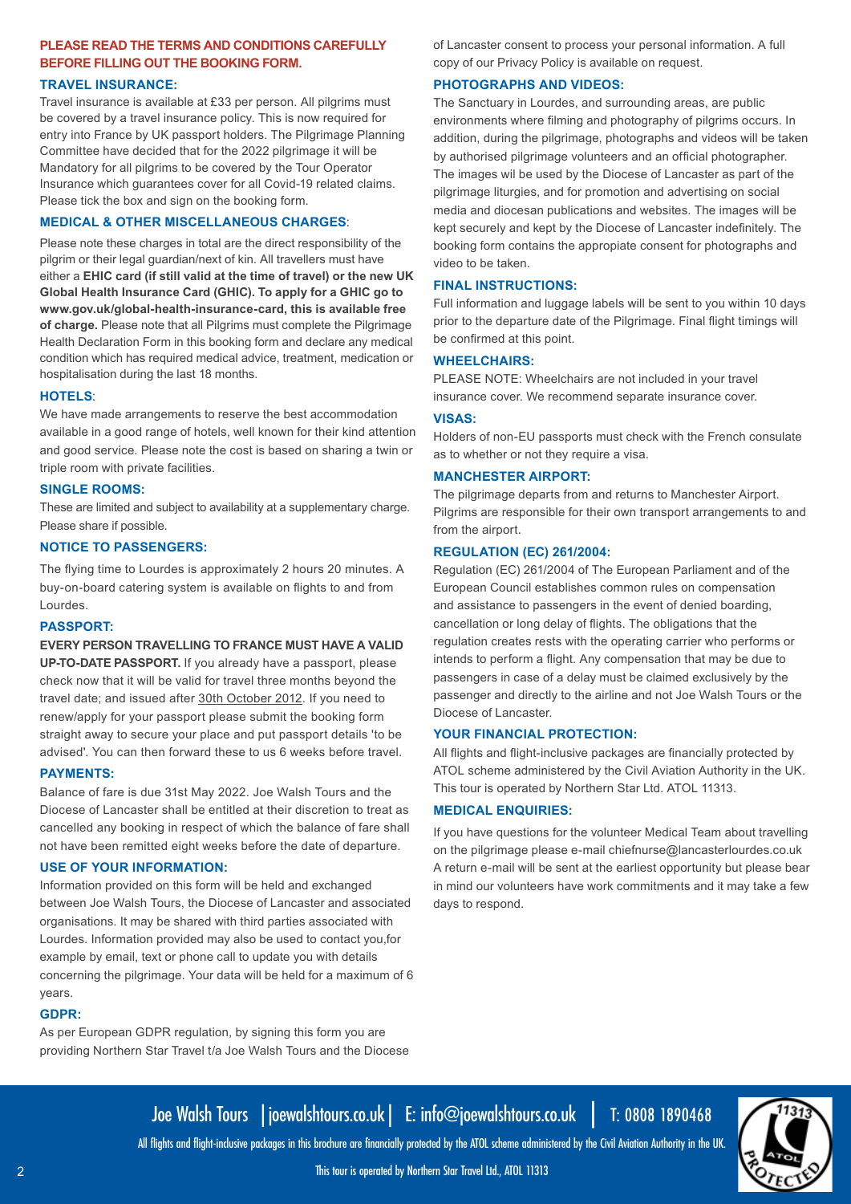**PLEASE READ THE TERMS AND CONDITIONS CAREFULLY BEFORE FILLING OUT THE BOOKING FORM.**

### TRAVEL INSURANCE:

Travel insurance is available at £33 per person. All pilgrims must be covered by a travel insurance policy. This is now required for entry into France by UK passport holders. The Pilgrimage Planning Committee have decided that for the 2022 pilgrimage it will be Mandatory for all pilgrims to be covered by the Tour Operator Insurance which guarantees cover for all Covid-19 related claims. Please tick the box and sign on the booking form.

### MEDICAL & OTHER MISCELLANEOUS CHARGES:

Please note these charges in total are the direct responsibility of the pilgrim or their legal guardian/next of kin. All travellers must have either a **EHIC card (if still valid at the time of travel) or the new UK Global Health Insurance Card (GHIC). To apply for a GHIC go to www.gov.uk/global-health-insurance-card, this is available free of charge.** Please note that all Pilgrims must complete the Pilgrimage Health Declaration Form in this booking form and declare any medical condition which has required medical advice, treatment, medication or hospitalisation during the last 18 months.

### HOTELS:

We have made arrangements to reserve the best accommodation available in a good range of hotels, well known for their kind attention and good service. Please note the cost is based on sharing a twin or triple room with private facilities.

### SINGLE ROOMS:

These are limited and subject to availability at a supplementary charge. Please share if possible.

### NOTICE TO PASSENGERS:

The flying time to Lourdes is approximately 2 hours 20 minutes. A buy-on-board catering system is available on flights to and from Lourdes.

### PASSPORT:

**EVERY PERSON TRAVELLING TO FRANCE MUST HAVE A VALID UP-TO-DATE PASSPORT.** If you already have a passport, please check now that it will be valid for travel three months beyond the travel date; and issued after 30th October 2012. If you need to renew/apply for your passport please submit the booking form straight away to secure your place and put passport details 'to be advised'. You can then forward these to us 6 weeks before travel.

### PAYMENTS:

Balance of fare is due 31st May 2022. Joe Walsh Tours and the Diocese of Lancaster shall be entitled at their discretion to treat as cancelled any booking in respect of which the balance of fare shall not have been remitted eight weeks before the date of departure.

### USE OF YOUR INFORMATION:

Information provided on this form will be held and exchanged between Joe Walsh Tours, the Diocese of Lancaster and associated organisations. It may be shared with third parties associated with Lourdes. Information provided may also be used to contact you,for example by email, text or phone call to update you with details concerning the pilgrimage. Your data will be held for a maximum of 6 years.

### GDPR:

As per European GDPR regulation, by signing this form you are providing Northern Star Travel t/a Joe Walsh Tours and the Diocese of Lancaster consent to process your personal information. A full copy of our Privacy Policy is available on request.

### PHOTOGRAPHS AND VIDEOS:

The Sanctuary in Lourdes, and surrounding areas, are public environments where filming and photography of pilgrims occurs. In addition, during the pilgrimage, photographs and videos will be taken by authorised pilgrimage volunteers and an official photographer. The images wil be used by the Diocese of Lancaster as part of the pilgrimage liturgies, and for promotion and advertising on social media and diocesan publications and websites. The images will be kept securely and kept by the Diocese of Lancaster indefinitely. The booking form contains the appropiate consent for photographs and video to be taken.

### FINAL INSTRUCTIONS:

Full information and luggage labels will be sent to you within 10 days prior to the departure date of the Pilgrimage. Final flight timings will be confirmed at this point.

### WHEELCHAIRS:

PLEASE NOTE: Wheelchairs are not included in your travel insurance cover. We recommend separate insurance cover.

### VISAS:

Holders of non-EU passports must check with the French consulate as to whether or not they require a visa.

### MANCHESTER AIRPORT:

The pilgrimage departs from and returns to Manchester Airport. Pilgrims are responsible for their own transport arrangements to and from the airport.

### REGULATION (EC) 261/2004:

Regulation (EC) 261/2004 of The European Parliament and of the European Council establishes common rules on compensation and assistance to passengers in the event of denied boarding, cancellation or long delay of flights. The obligations that the regulation creates rests with the operating carrier who performs or intends to perform a flight. Any compensation that may be due to passengers in case of a delay must be claimed exclusively by the passenger and directly to the airline and not Joe Walsh Tours or the Diocese of Lancaster.

### YOUR FINANCIAL PROTECTION:

All flights and flight-inclusive packages are financially protected by ATOL scheme administered by the Civil Aviation Authority in the UK. This tour is operated by Northern Star Ltd. ATOL 11313.

### MEDICAL ENQUIRIES:

If you have questions for the volunteer Medical Team about travelling on the pilgrimage please e-mail chiefnurse@lancasterlourdes.co.uk A return e-mail will be sent at the earliest opportunity but please bear in mind our volunteers have work commitments and it may take a few days to respond.

Joe Walsh Tours | joewalshtours.co.uk | E: info@joewalshtours.co.uk | T: 0808 1890468

All flights and flight-inclusive packages in this brochure are financially protected by the ATOL scheme administered by the Civil Aviation Authority in the UK.

This tour is operated by Northern Star Travel Ltd., ATOL 11313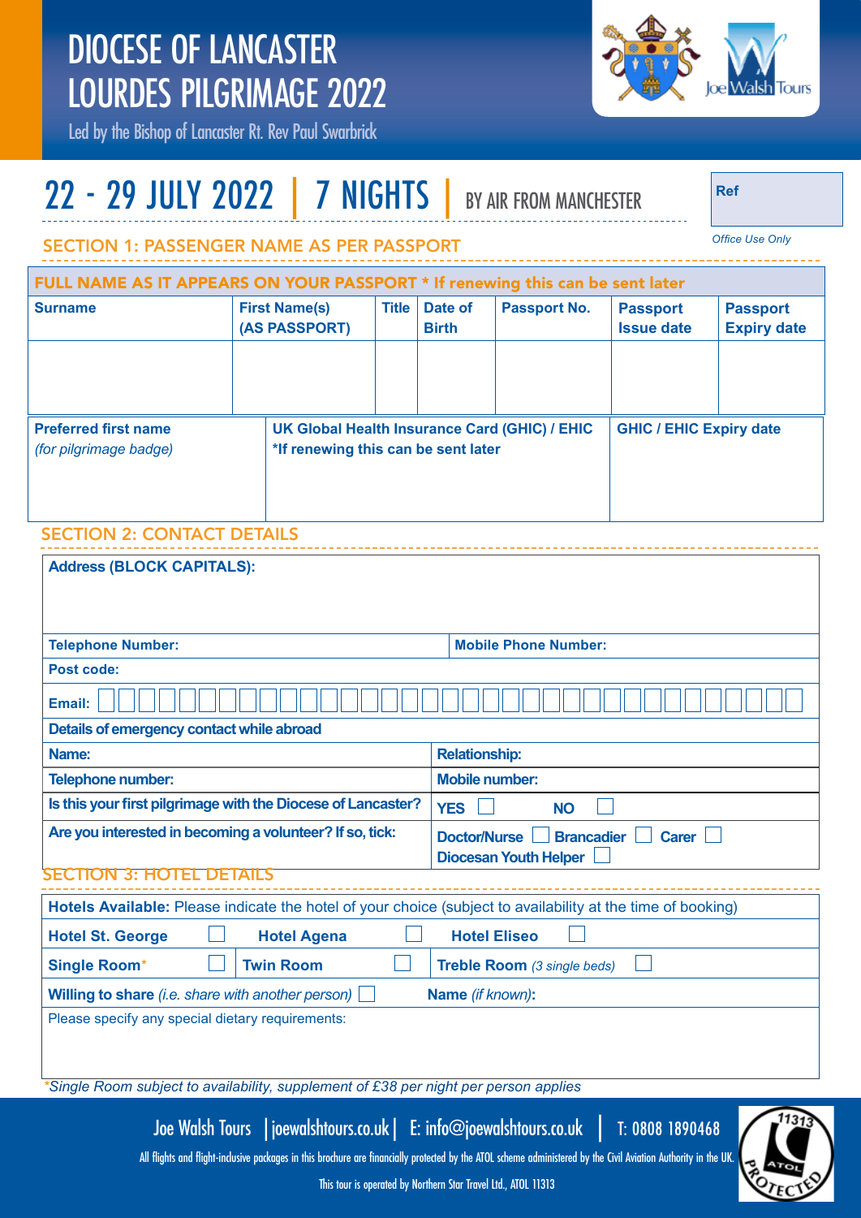# DIOCESE OF LANCASTER LOURDES PILGRIMAGE 2022

Led by the Bishop of Lancaster Rt. Rev Paul Swarbrick

## 22 - 29 JULY 2022 | 7 NIGHTS | BY AIR FROM MANCHESTER

| Ref |
|---|
| |

*Office Use Only*

### SECTION 1: PASSENGER NAME AS PER PASSPORT

**FULL NAME AS IT APPEARS ON YOUR PASSPORT * If renewing this can be sent later**

| Surname | First Name(s) (AS PASSPORT) | Title | Date of Birth | Passport No. | Passport Issue date | Passport Expiry date |
|---|---|---|---|---|---|---|
| | | | | | | |

| Preferred first name *(for pilgrimage badge)* | UK Global Health Insurance Card (GHIC) / EHIC *If renewing this can be sent later | GHIC / EHIC Expiry date |
|---|---|---|
| | | |

### SECTION 2: CONTACT DETAILS

**Address (BLOCK CAPITALS):**

| | |
|---|---|
| **Telephone Number:** | **Mobile Phone Number:** |
| **Post code:** | |
| **Email:** | |
| **Details of emergency contact while abroad** | |
| **Name:** | **Relationship:** |
| **Telephone number:** | **Mobile number:** |
| **Is this your first pilgrimage with the Diocese of Lancaster?** | **YES** ☐ **NO** ☐ |
| **Are you interested in becoming a volunteer? If so, tick:** | **Doctor/Nurse** ☐ **Brancadier** ☐ **Carer** ☐ **Diocesan Youth Helper** ☐ |

### SECTION 3: HOTEL DETAILS

**Hotels Available:** Please indicate the hotel of your choice (subject to availability at the time of booking)

| | | |
|---|---|---|
| **Hotel St. George** ☐ | **Hotel Agena** ☐ | **Hotel Eliseo** ☐ |
| **Single Room*** ☐ | **Twin Room** ☐ | **Treble Room** *(3 single beds)* ☐ |

**Willing to share** *(i.e. share with another person)* ☐ **Name** *(if known)*:

Please specify any special dietary requirements:

**Single Room subject to availability, supplement of £38 per night per person applies*

Joe Walsh Tours | joewalshtours.co.uk | E: info@joewalshtours.co.uk | T: 0808 1890468

All flights and flight-inclusive packages in this brochure are financially protected by the ATOL scheme administered by the Civil Aviation Authority in the UK.

This tour is operated by Northern Star Travel Ltd., ATOL 11313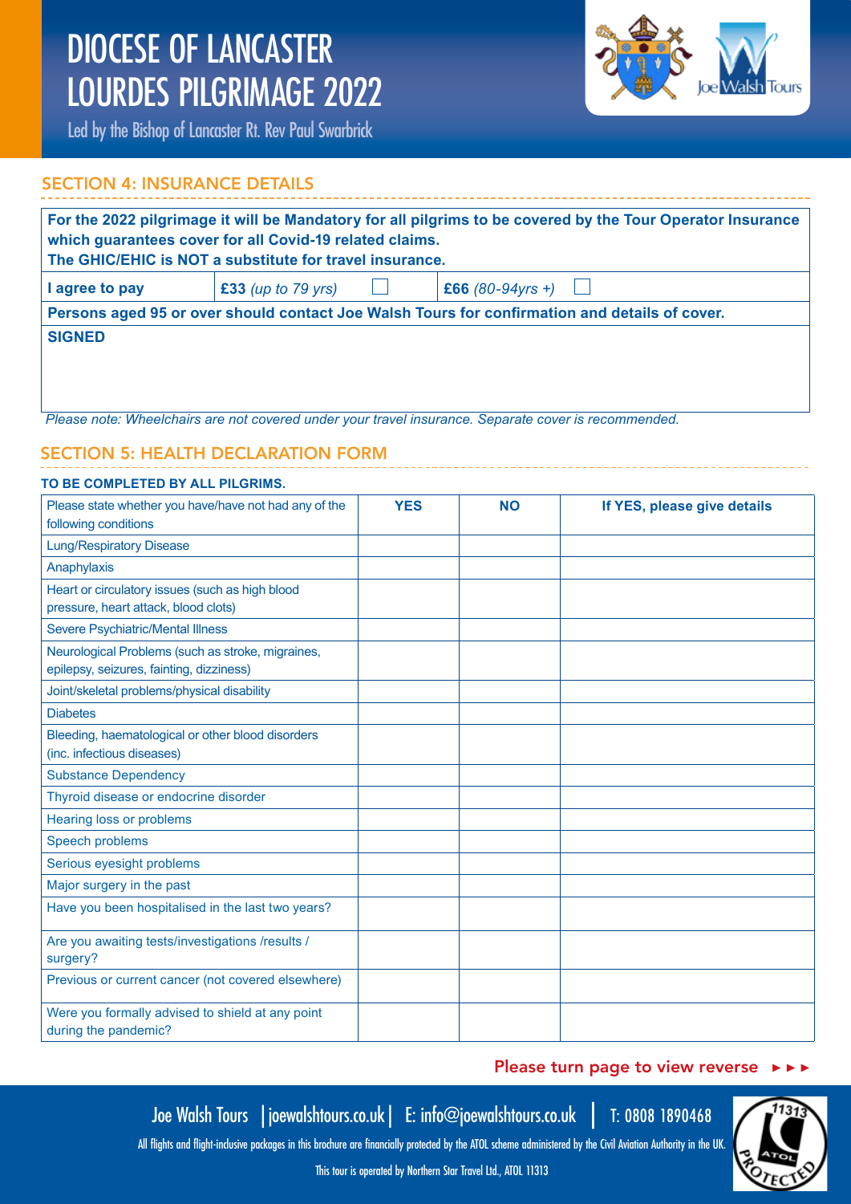# DIOCESE OF LANCASTER LOURDES PILGRIMAGE 2022

Led by the Bishop of Lancaster Rt. Rev Paul Swarbrick

## SECTION 4: INSURANCE DETAILS

**For the 2022 pilgrimage it will be Mandatory for all pilgrims to be covered by the Tour Operator Insurance which guarantees cover for all Covid-19 related claims.**
**The GHIC/EHIC is NOT a substitute for travel insurance.**

| **I agree to pay** | **£33** *(up to 79 yrs)* ☐ | **£66** *(80-94yrs +)* ☐ |
|---|---|---|

**Persons aged 95 or over should contact Joe Walsh Tours for confirmation and details of cover.**

**SIGNED**

*Please note: Wheelchairs are not covered under your travel insurance. Separate cover is recommended.*

## SECTION 5: HEALTH DECLARATION FORM

**TO BE COMPLETED BY ALL PILGRIMS.**

| Please state whether you have/have not had any of the following conditions | **YES** | **NO** | **If YES, please give details** |
|---|---|---|---|
| Lung/Respiratory Disease | | | |
| Anaphylaxis | | | |
| Heart or circulatory issues (such as high blood pressure, heart attack, blood clots) | | | |
| Severe Psychiatric/Mental Illness | | | |
| Neurological Problems (such as stroke, migraines, epilepsy, seizures, fainting, dizziness) | | | |
| Joint/skeletal problems/physical disability | | | |
| Diabetes | | | |
| Bleeding, haematological or other blood disorders (inc. infectious diseases) | | | |
| Substance Dependency | | | |
| Thyroid disease or endocrine disorder | | | |
| Hearing loss or problems | | | |
| Speech problems | | | |
| Serious eyesight problems | | | |
| Major surgery in the past | | | |
| Have you been hospitalised in the last two years? | | | |
| Are you awaiting tests/investigations /results / surgery? | | | |
| Previous or current cancer (not covered elsewhere) | | | |
| Were you formally advised to shield at any point during the pandemic? | | | |

Please turn page to view reverse ►►►

Joe Walsh Tours | joewalshtours.co.uk | E: info@joewalshtours.co.uk | T: 0808 1890468

All flights and flight-inclusive packages in this brochure are financially protected by the ATOL scheme administered by the Civil Aviation Authority in the UK.

This tour is operated by Northern Star Travel Ltd., ATOL 11313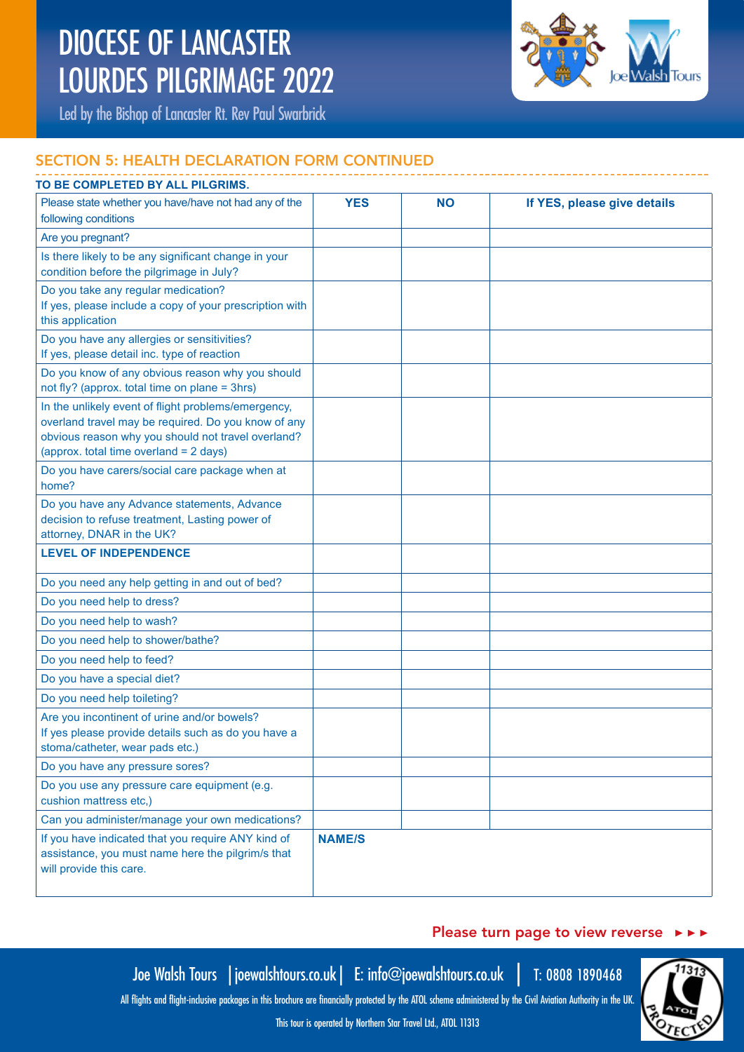# DIOCESE OF LANCASTER LOURDES PILGRIMAGE 2022

Led by the Bishop of Lancaster Rt. Rev Paul Swarbrick

## SECTION 5: HEALTH DECLARATION FORM CONTINUED

**TO BE COMPLETED BY ALL PILGRIMS.**

| Please state whether you have/have not had any of the following conditions | **YES** | **NO** | **If YES, please give details** |
|---|---|---|---|
| Are you pregnant? | | | |
| Is there likely to be any significant change in your condition before the pilgrimage in July? | | | |
| Do you take any regular medication? If yes, please include a copy of your prescription with this application | | | |
| Do you have any allergies or sensitivities? If yes, please detail inc. type of reaction | | | |
| Do you know of any obvious reason why you should not fly? (approx. total time on plane = 3hrs) | | | |
| In the unlikely event of flight problems/emergency, overland travel may be required. Do you know of any obvious reason why you should not travel overland? (approx. total time overland = 2 days) | | | |
| Do you have carers/social care package when at home? | | | |
| Do you have any Advance statements, Advance decision to refuse treatment, Lasting power of attorney, DNAR in the UK? | | | |
| **LEVEL OF INDEPENDENCE** | | | |
| Do you need any help getting in and out of bed? | | | |
| Do you need help to dress? | | | |
| Do you need help to wash? | | | |
| Do you need help to shower/bathe? | | | |
| Do you need help to feed? | | | |
| Do you have a special diet? | | | |
| Do you need help toileting? | | | |
| Are you incontinent of urine and/or bowels? If yes please provide details such as do you have a stoma/catheter, wear pads etc.) | | | |
| Do you have any pressure sores? | | | |
| Do you use any pressure care equipment (e.g. cushion mattress etc,) | | | |
| Can you administer/manage your own medications? | | | |
| If you have indicated that you require ANY kind of assistance, you must name here the pilgrim/s that will provide this care. | **NAME/S** | | |

Please turn page to view reverse ►►►

Joe Walsh Tours | joewalshtours.co.uk | E: info@joewalshtours.co.uk | T: 0808 1890468

All flights and flight-inclusive packages in this brochure are financially protected by the ATOL scheme administered by the Civil Aviation Authority in the UK.

This tour is operated by Northern Star Travel Ltd., ATOL 11313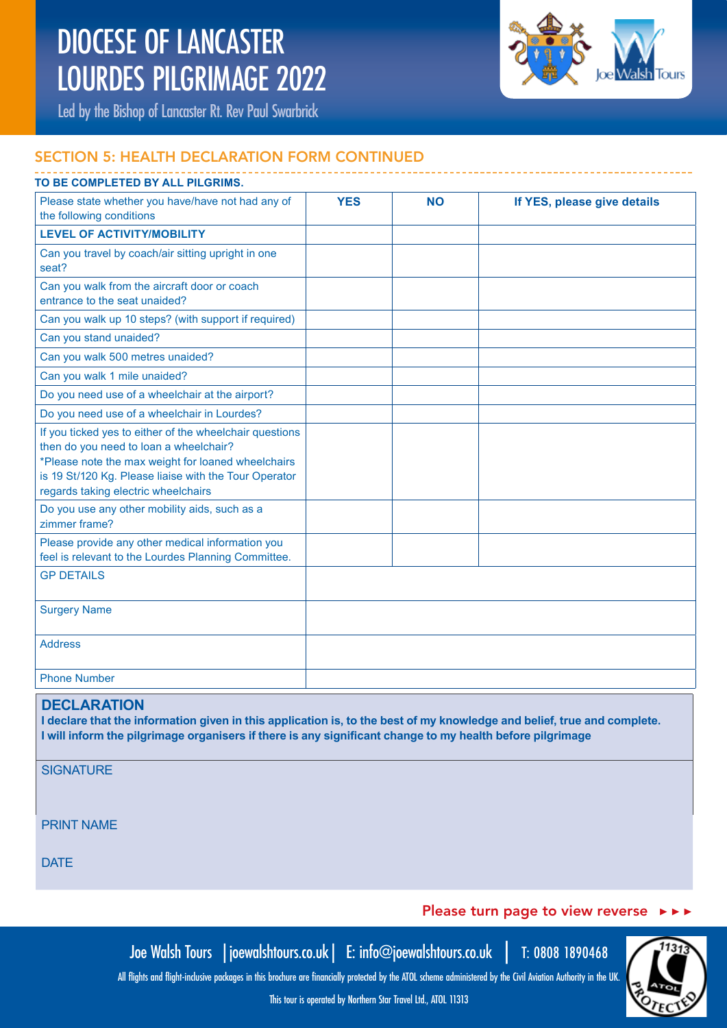# DIOCESE OF LANCASTER LOURDES PILGRIMAGE 2022

Led by the Bishop of Lancaster Rt. Rev Paul Swarbrick

## SECTION 5: HEALTH DECLARATION FORM CONTINUED

**TO BE COMPLETED BY ALL PILGRIMS.**

| Please state whether you have/have not had any of the following conditions | YES | NO | If YES, please give details |
|---|---|---|---|
| **LEVEL OF ACTIVITY/MOBILITY** | | | |
| Can you travel by coach/air sitting upright in one seat? | | | |
| Can you walk from the aircraft door or coach entrance to the seat unaided? | | | |
| Can you walk up 10 steps? (with support if required) | | | |
| Can you stand unaided? | | | |
| Can you walk 500 metres unaided? | | | |
| Can you walk 1 mile unaided? | | | |
| Do you need use of a wheelchair at the airport? | | | |
| Do you need use of a wheelchair in Lourdes? | | | |
| If you ticked yes to either of the wheelchair questions then do you need to loan a wheelchair? *Please note the max weight for loaned wheelchairs is 19 St/120 Kg. Please liaise with the Tour Operator regards taking electric wheelchairs | | | |
| Do you use any other mobility aids, such as a zimmer frame? | | | |
| Please provide any other medical information you feel is relevant to the Lourdes Planning Committee. | | | |
| GP DETAILS | | | |
| Surgery Name | | | |
| Address | | | |
| Phone Number | | | |

### DECLARATION

**I declare that the information given in this application is, to the best of my knowledge and belief, true and complete. I will inform the pilgrimage organisers if there is any significant change to my health before pilgrimage**

SIGNATURE

PRINT NAME

DATE

Please turn page to view reverse ►►►

Joe Walsh Tours | joewalshtours.co.uk | E: info@joewalshtours.co.uk | T: 0808 1890468

All flights and flight-inclusive packages in this brochure are financially protected by the ATOL scheme administered by the Civil Aviation Authority in the UK.

This tour is operated by Northern Star Travel Ltd., ATOL 11313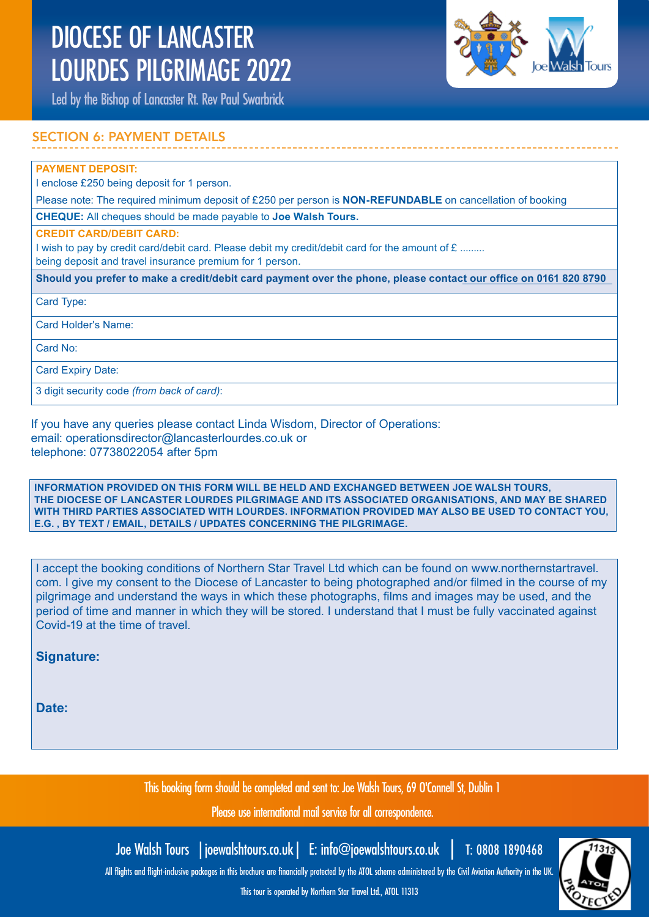# DIOCESE OF LANCASTER LOURDES PILGRIMAGE 2022

Led by the Bishop of Lancaster Rt. Rev Paul Swarbrick

## SECTION 6: PAYMENT DETAILS

**PAYMENT DEPOSIT:**

I enclose £250 being deposit for 1 person.

Please note: The required minimum deposit of £250 per person is **NON-REFUNDABLE** on cancellation of booking

**CHEQUE:** All cheques should be made payable to **Joe Walsh Tours.**

**CREDIT CARD/DEBIT CARD:**

I wish to pay by credit card/debit card. Please debit my credit/debit card for the amount of £ .........
being deposit and travel insurance premium for 1 person.

**Should you prefer to make a credit/debit card payment over the phone, please contact our office on 0161 820 8790**

Card Type:

Card Holder's Name:

Card No:

Card Expiry Date:

3 digit security code *(from back of card)*:

If you have any queries please contact Linda Wisdom, Director of Operations:
email: operationsdirector@lancasterlourdes.co.uk or
telephone: 07738022054 after 5pm

**INFORMATION PROVIDED ON THIS FORM WILL BE HELD AND EXCHANGED BETWEEN JOE WALSH TOURS, THE DIOCESE OF LANCASTER LOURDES PILGRIMAGE AND ITS ASSOCIATED ORGANISATIONS, AND MAY BE SHARED WITH THIRD PARTIES ASSOCIATED WITH LOURDES. INFORMATION PROVIDED MAY ALSO BE USED TO CONTACT YOU, E.G. , BY TEXT / EMAIL, DETAILS / UPDATES CONCERNING THE PILGRIMAGE.**

I accept the booking conditions of Northern Star Travel Ltd which can be found on www.northernstartravel.com. I give my consent to the Diocese of Lancaster to being photographed and/or filmed in the course of my pilgrimage and understand the ways in which these photographs, films and images may be used, and the period of time and manner in which they will be stored. I understand that I must be fully vaccinated against Covid-19 at the time of travel.

**Signature:**

**Date:**

This booking form should be completed and sent to: Joe Walsh Tours, 69 O'Connell St, Dublin 1

Please use international mail service for all correspondence.

Joe Walsh Tours | joewalshtours.co.uk | E: info@joewalshtours.co.uk | T: 0808 1890468

All flights and flight-inclusive packages in this brochure are financially protected by the ATOL scheme administered by the Civil Aviation Authority in the UK.

This tour is operated by Northern Star Travel Ltd., ATOL 11313